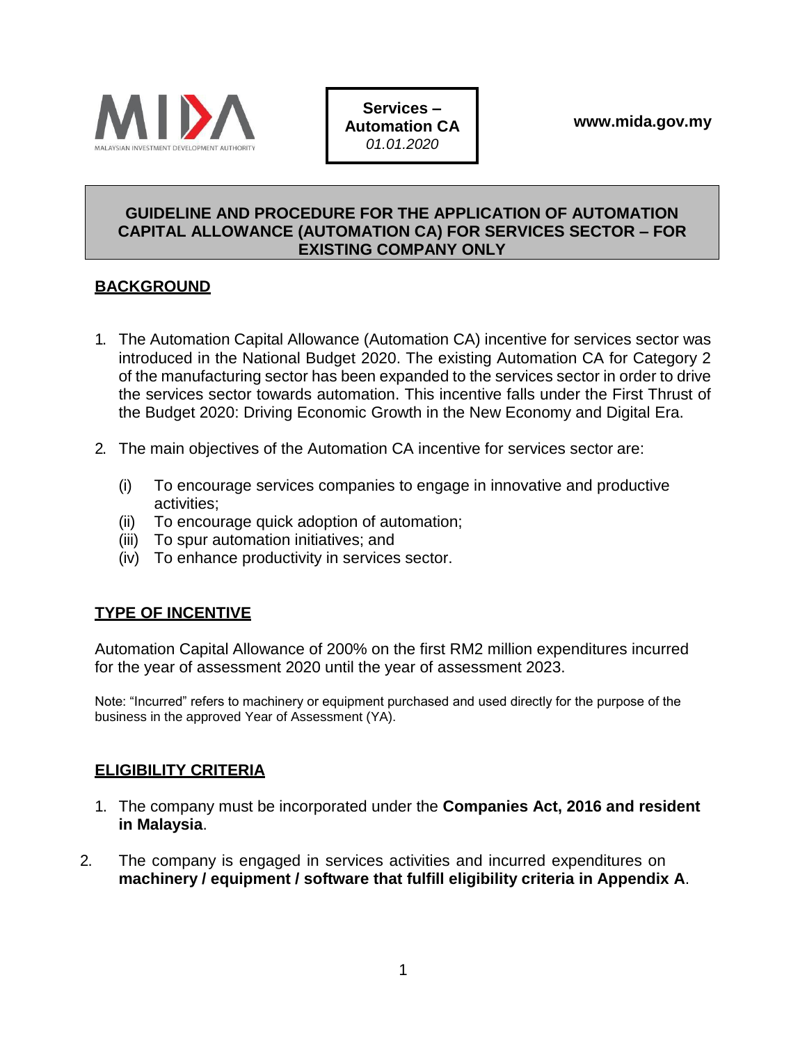Services –
Automation CA
*01.01.2020*

www.mida.gov.my

# GUIDELINE AND PROCEDURE FOR THE APPLICATION OF AUTOMATION CAPITAL ALLOWANCE (AUTOMATION CA) FOR SERVICES SECTOR – FOR EXISTING COMPANY ONLY

## BACKGROUND

1. The Automation Capital Allowance (Automation CA) incentive for services sector was introduced in the National Budget 2020. The existing Automation CA for Category 2 of the manufacturing sector has been expanded to the services sector in order to drive the services sector towards automation. This incentive falls under the First Thrust of the Budget 2020: Driving Economic Growth in the New Economy and Digital Era.

2. The main objectives of the Automation CA incentive for services sector are:

   (i) To encourage services companies to engage in innovative and productive activities;
   (ii) To encourage quick adoption of automation;
   (iii) To spur automation initiatives; and
   (iv) To enhance productivity in services sector.

## TYPE OF INCENTIVE

Automation Capital Allowance of 200% on the first RM2 million expenditures incurred for the year of assessment 2020 until the year of assessment 2023.

Note: "Incurred" refers to machinery or equipment purchased and used directly for the purpose of the business in the approved Year of Assessment (YA).

## ELIGIBILITY CRITERIA

1. The company must be incorporated under the **Companies Act, 2016 and resident in Malaysia**.

2. The company is engaged in services activities and incurred expenditures on **machinery / equipment / software that fulfill eligibility criteria in Appendix A**.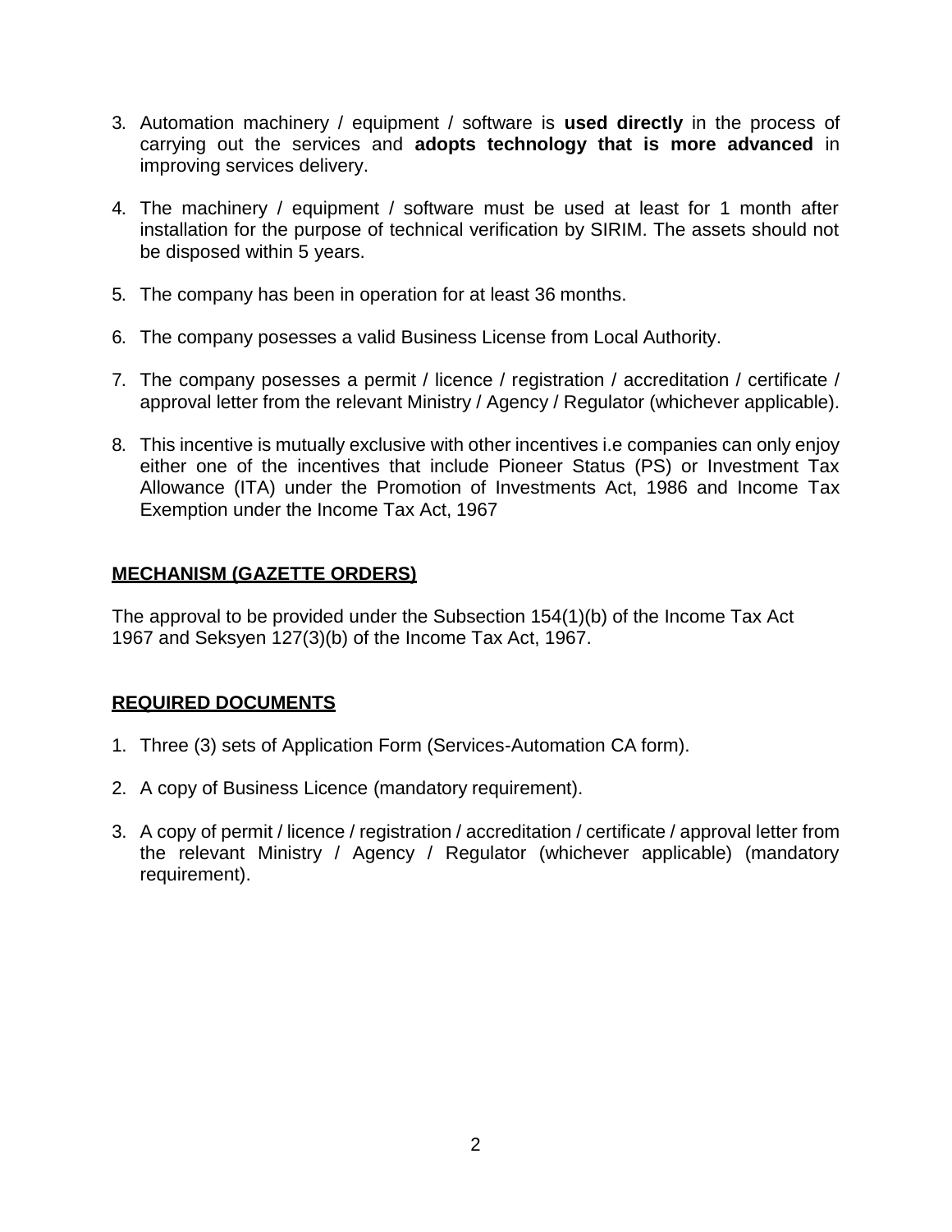3. Automation machinery / equipment / software is **used directly** in the process of carrying out the services and **adopts technology that is more advanced** in improving services delivery.

4. The machinery / equipment / software must be used at least for 1 month after installation for the purpose of technical verification by SIRIM. The assets should not be disposed within 5 years.

5. The company has been in operation for at least 36 months.

6. The company posesses a valid Business License from Local Authority.

7. The company posesses a permit / licence / registration / accreditation / certificate / approval letter from the relevant Ministry / Agency / Regulator (whichever applicable).

8. This incentive is mutually exclusive with other incentives i.e companies can only enjoy either one of the incentives that include Pioneer Status (PS) or Investment Tax Allowance (ITA) under the Promotion of Investments Act, 1986 and Income Tax Exemption under the Income Tax Act, 1967

## MECHANISM (GAZETTE ORDERS)

The approval to be provided under the Subsection 154(1)(b) of the Income Tax Act 1967 and Seksyen 127(3)(b) of the Income Tax Act, 1967.

## REQUIRED DOCUMENTS

1. Three (3) sets of Application Form (Services-Automation CA form).

2. A copy of Business Licence (mandatory requirement).

3. A copy of permit / licence / registration / accreditation / certificate / approval letter from the relevant Ministry / Agency / Regulator (whichever applicable) (mandatory requirement).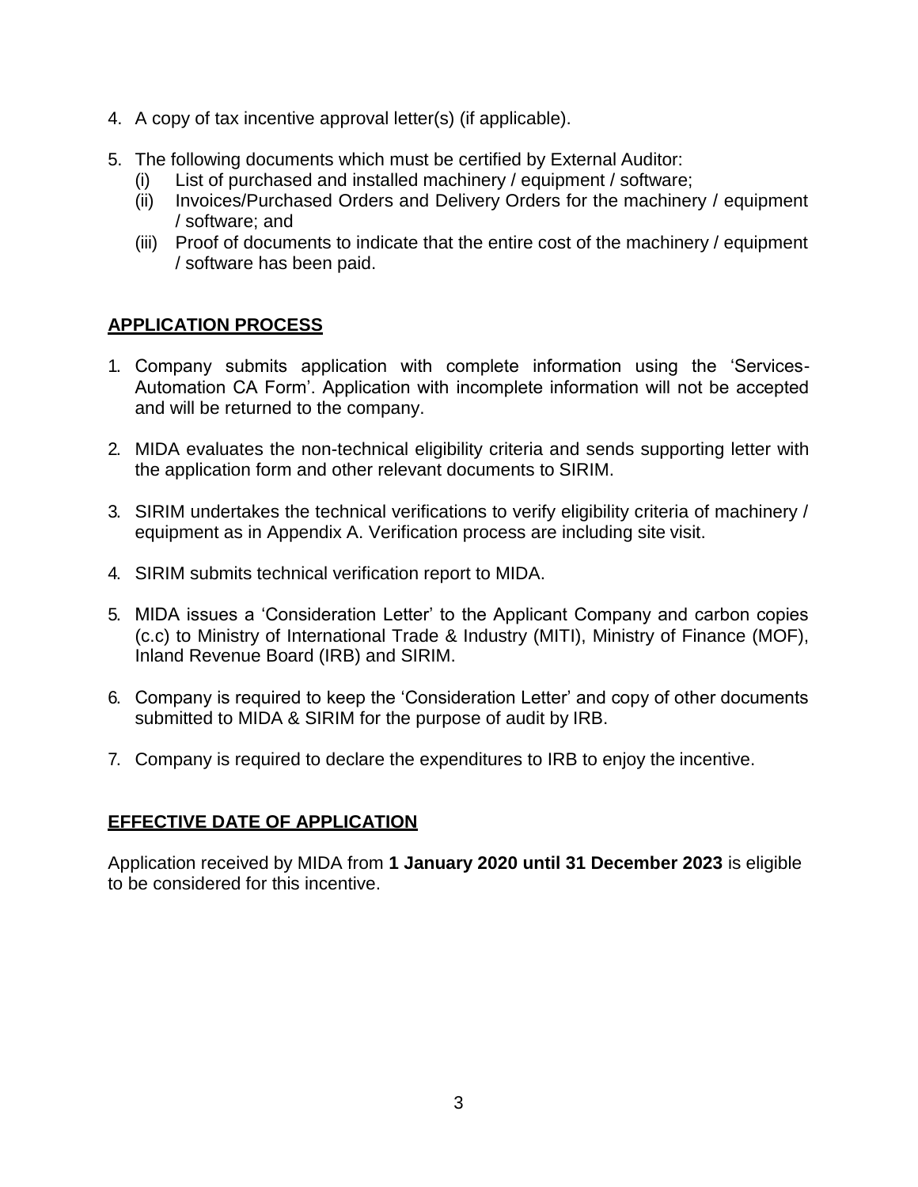4. A copy of tax incentive approval letter(s) (if applicable).

5. The following documents which must be certified by External Auditor:
   (i) List of purchased and installed machinery / equipment / software;
   (ii) Invoices/Purchased Orders and Delivery Orders for the machinery / equipment / software; and
   (iii) Proof of documents to indicate that the entire cost of the machinery / equipment / software has been paid.

## APPLICATION PROCESS

1. Company submits application with complete information using the 'Services-Automation CA Form'. Application with incomplete information will not be accepted and will be returned to the company.

2. MIDA evaluates the non-technical eligibility criteria and sends supporting letter with the application form and other relevant documents to SIRIM.

3. SIRIM undertakes the technical verifications to verify eligibility criteria of machinery / equipment as in Appendix A. Verification process are including site visit.

4. SIRIM submits technical verification report to MIDA.

5. MIDA issues a 'Consideration Letter' to the Applicant Company and carbon copies (c.c) to Ministry of International Trade & Industry (MITI), Ministry of Finance (MOF), Inland Revenue Board (IRB) and SIRIM.

6. Company is required to keep the 'Consideration Letter' and copy of other documents submitted to MIDA & SIRIM for the purpose of audit by IRB.

7. Company is required to declare the expenditures to IRB to enjoy the incentive.

## EFFECTIVE DATE OF APPLICATION

Application received by MIDA from **1 January 2020 until 31 December 2023** is eligible to be considered for this incentive.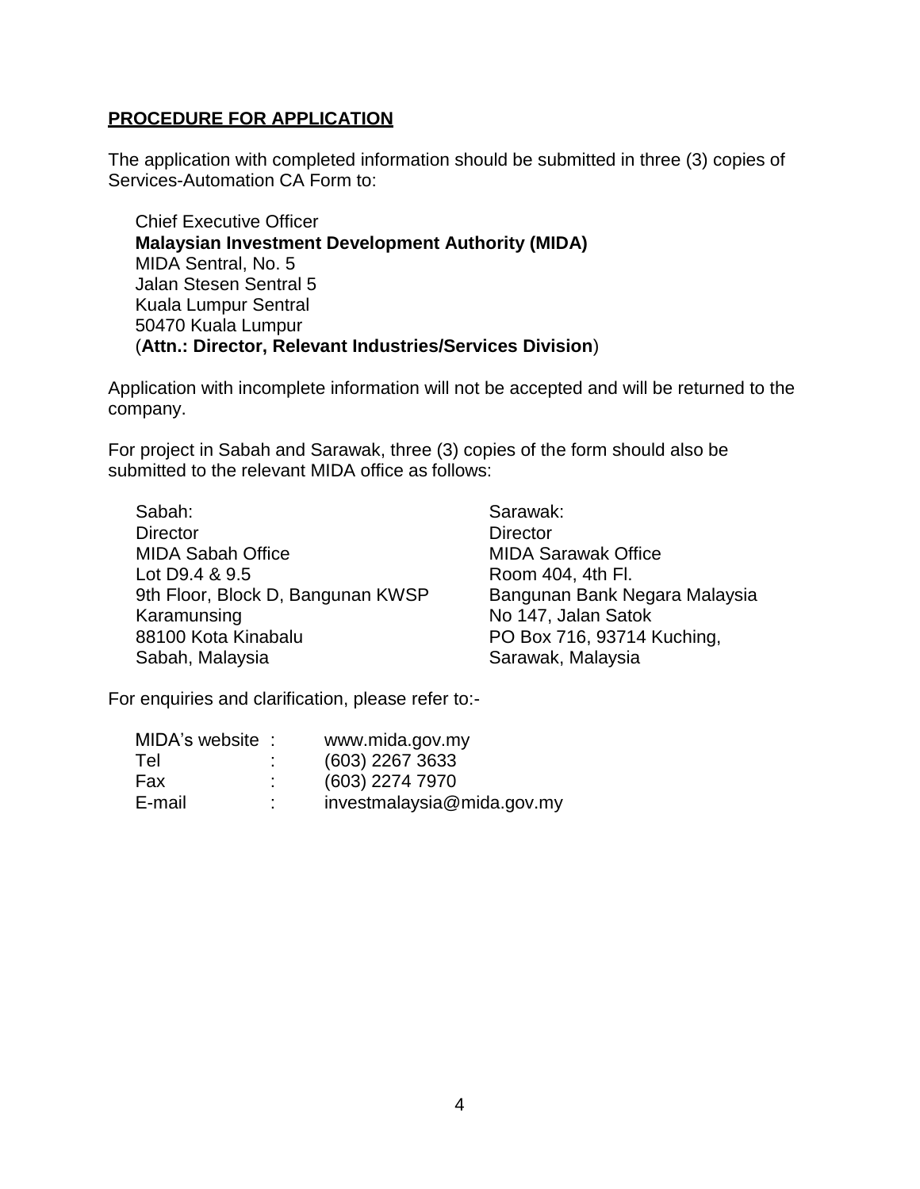## **PROCEDURE FOR APPLICATION**

The application with completed information should be submitted in three (3) copies of Services-Automation CA Form to:

Chief Executive Officer
**Malaysian Investment Development Authority (MIDA)**
MIDA Sentral, No. 5
Jalan Stesen Sentral 5
Kuala Lumpur Sentral
50470 Kuala Lumpur
(**Attn.: Director, Relevant Industries/Services Division**)

Application with incomplete information will not be accepted and will be returned to the company.

For project in Sabah and Sarawak, three (3) copies of the form should also be submitted to the relevant MIDA office as follows:

Sabah:
Director
MIDA Sabah Office
Lot D9.4 & 9.5
9th Floor, Block D, Bangunan KWSP
Karamunsing
88100 Kota Kinabalu
Sabah, Malaysia

Sarawak:
Director
MIDA Sarawak Office
Room 404, 4th Fl.
Bangunan Bank Negara Malaysia
No 147, Jalan Satok
PO Box 716, 93714 Kuching,
Sarawak, Malaysia

For enquiries and clarification, please refer to:-

| | | |
|---|---|---|
| MIDA's website | : | www.mida.gov.my |
| Tel | : | (603) 2267 3633 |
| Fax | : | (603) 2274 7970 |
| E-mail | : | investmalaysia@mida.gov.my |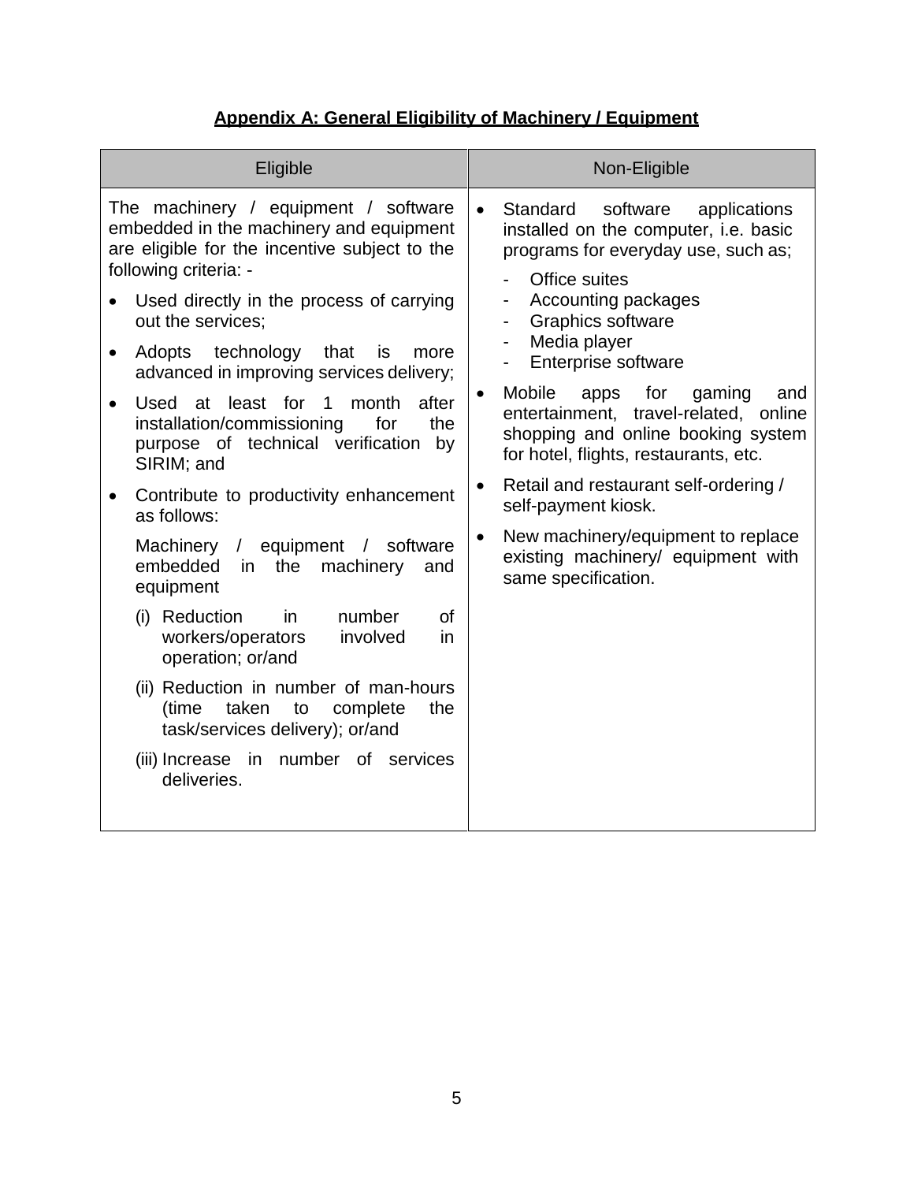**Appendix A: General Eligibility of Machinery / Equipment**

| Eligible | Non-Eligible |
| --- | --- |
| The machinery / equipment / software embedded in the machinery and equipment are eligible for the incentive subject to the following criteria: -<br><br>• Used directly in the process of carrying out the services;<br>• Adopts technology that is more advanced in improving services delivery;<br>• Used at least for 1 month after installation/commissioning for the purpose of technical verification by SIRIM; and<br>• Contribute to productivity enhancement as follows:<br><br>Machinery / equipment / software embedded in the machinery and equipment<br><br>(i) Reduction in number of workers/operators involved in operation; or/and<br><br>(ii) Reduction in number of man-hours (time taken to complete the task/services delivery); or/and<br><br>(iii) Increase in number of services deliveries. | • Standard software applications installed on the computer, i.e. basic programs for everyday use, such as;<br>- Office suites<br>- Accounting packages<br>- Graphics software<br>- Media player<br>- Enterprise software<br><br>• Mobile apps for gaming and entertainment, travel-related, online shopping and online booking system for hotel, flights, restaurants, etc.<br><br>• Retail and restaurant self-ordering / self-payment kiosk.<br><br>• New machinery/equipment to replace existing machinery/ equipment with same specification. |